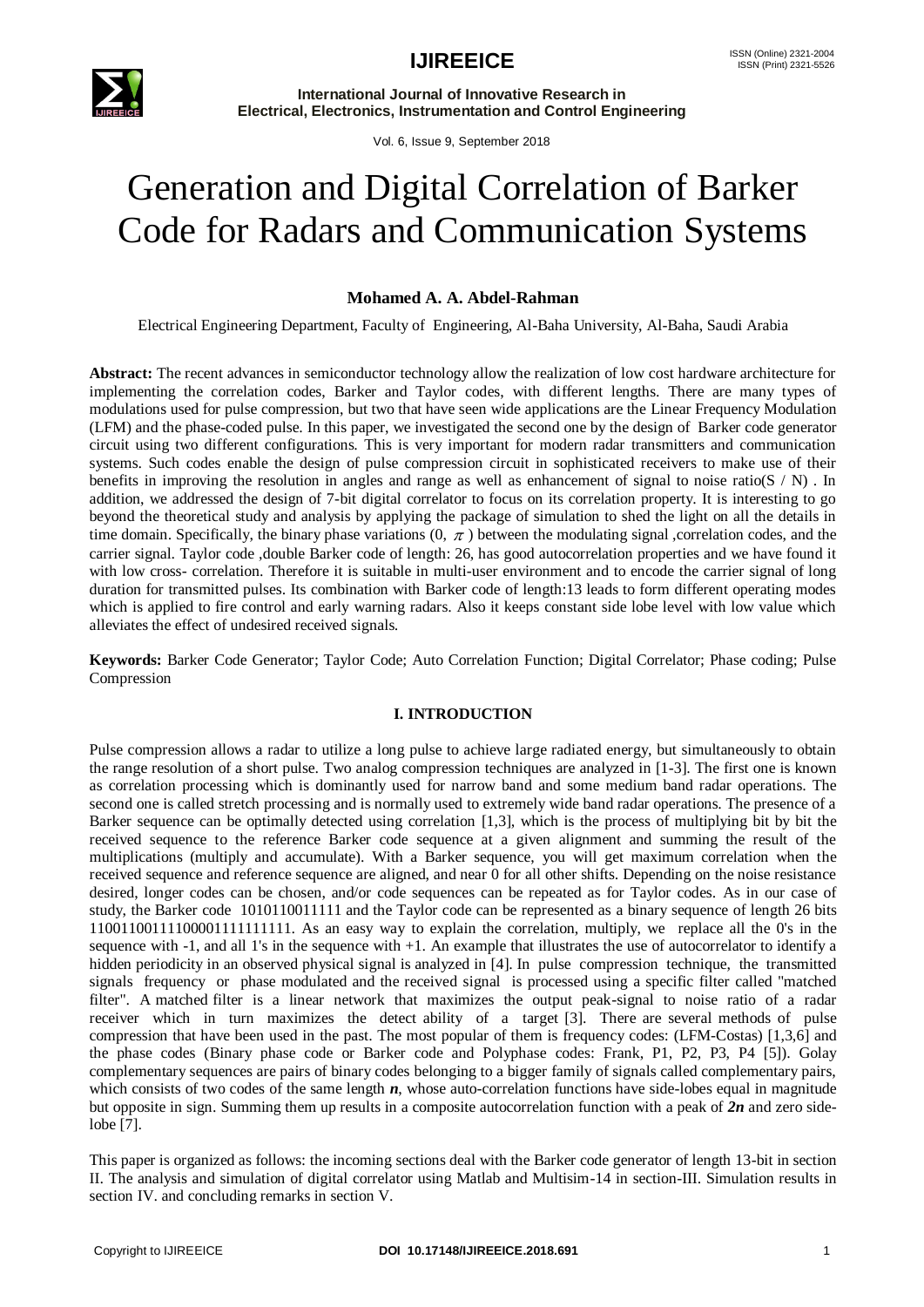# Generation and Digital Correlation of Barker Code for Radars and Communication Systems

**Mohamed A. A. Abdel-Rahman**

Electrical Engineering Department, Faculty of Engineering, Al-Baha University, Al-Baha, Saudi Arabia

**Abstract:** The recent advances in semiconductor technology allow the realization of low cost hardware architecture for implementing the correlation codes, Barker and Taylor codes, with different lengths. There are many types of modulations used for pulse compression, but two that have seen wide applications are the Linear Frequency Modulation (LFM) and the phase-coded pulse. In this paper, we investigated the second one by the design of Barker code generator circuit using two different configurations. This is very important for modern radar transmitters and communication systems. Such codes enable the design of pulse compression circuit in sophisticated receivers to make use of their benefits in improving the resolution in angles and range as well as enhancement of signal to noise ratio(S / N) . In addition, we addressed the design of 7-bit digital correlator to focus on its correlation property. It is interesting to go beyond the theoretical study and analysis by applying the package of simulation to shed the light on all the details in time domain. Specifically, the binary phase variations (0, $\pi$ ) between the modulating signal ,correlation codes, and the carrier signal. Taylor code ,double Barker code of length: 26, has good autocorrelation properties and we have found it with low cross- correlation. Therefore it is suitable in multi-user environment and to encode the carrier signal of long duration for transmitted pulses. Its combination with Barker code of length:13 leads to form different operating modes which is applied to fire control and early warning radars. Also it keeps constant side lobe level with low value which alleviates the effect of undesired received signals.

**Keywords:** Barker Code Generator; Taylor Code; Auto Correlation Function; Digital Correlator; Phase coding; Pulse Compression

## I. INTRODUCTION

Pulse compression allows a radar to utilize a long pulse to achieve large radiated energy, but simultaneously to obtain the range resolution of a short pulse. Two analog compression techniques are analyzed in [1-3]. The first one is known as correlation processing which is dominantly used for narrow band and some medium band radar operations. The second one is called stretch processing and is normally used to extremely wide band radar operations. The presence of a Barker sequence can be optimally detected using correlation [1,3], which is the process of multiplying bit by bit the received sequence to the reference Barker code sequence at a given alignment and summing the result of the multiplications (multiply and accumulate). With a Barker sequence, you will get maximum correlation when the received sequence and reference sequence are aligned, and near 0 for all other shifts. Depending on the noise resistance desired, longer codes can be chosen, and/or code sequences can be repeated as for Taylor codes. As in our case of study, the Barker code 1010110011111 and the Taylor code can be represented as a binary sequence of length 26 bits 11001100111100001111111111. As an easy way to explain the correlation, multiply, we replace all the 0's in the sequence with -1, and all 1's in the sequence with +1. An example that illustrates the use of autocorrelator to identify a hidden periodicity in an observed physical signal is analyzed in [4]. In pulse compression technique, the transmitted signals frequency or phase modulated and the received signal is processed using a specific filter called "matched filter". A matched filter is a linear network that maximizes the output peak-signal to noise ratio of a radar receiver which in turn maximizes the detect ability of a target [3]. There are several methods of pulse compression that have been used in the past. The most popular of them is frequency codes: (LFM-Costas) [1,3,6] and the phase codes (Binary phase code or Barker code and Polyphase codes: Frank, P1, P2, P3, P4 [5]). Golay complementary sequences are pairs of binary codes belonging to a bigger family of signals called complementary pairs, which consists of two codes of the same length ***n***, whose auto-correlation functions have side-lobes equal in magnitude but opposite in sign. Summing them up results in a composite autocorrelation function with a peak of ***2n*** and zero side-lobe [7].

This paper is organized as follows: the incoming sections deal with the Barker code generator of length 13-bit in section II. The analysis and simulation of digital correlator using Matlab and Multisim-14 in section-III. Simulation results in section IV. and concluding remarks in section V.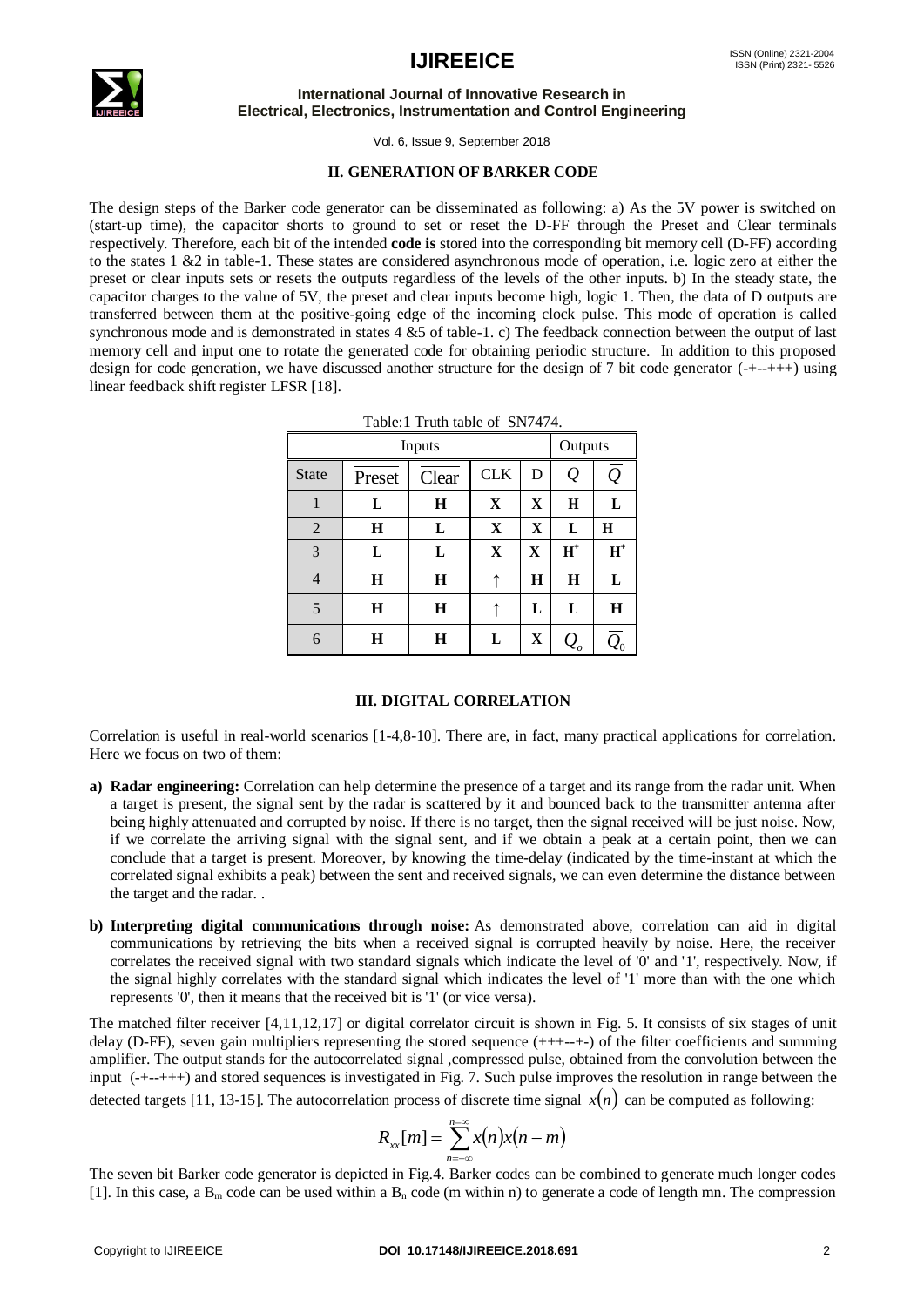## II. GENERATION OF BARKER CODE

The design steps of the Barker code generator can be disseminated as following: a) As the 5V power is switched on (start-up time), the capacitor shorts to ground to set or reset the D-FF through the Preset and Clear terminals respectively. Therefore, each bit of the intended **code is** stored into the corresponding bit memory cell (D-FF) according to the states 1 &2 in table-1. These states are considered asynchronous mode of operation, i.e. logic zero at either the preset or clear inputs sets or resets the outputs regardless of the levels of the other inputs. b) In the steady state, the capacitor charges to the value of 5V, the preset and clear inputs become high, logic 1. Then, the data of D outputs are transferred between them at the positive-going edge of the incoming clock pulse. This mode of operation is called synchronous mode and is demonstrated in states 4 &5 of table-1. c) The feedback connection between the output of last memory cell and input one to rotate the generated code for obtaining periodic structure. In addition to this proposed design for code generation, we have discussed another structure for the design of 7 bit code generator (-+--+++) using linear feedback shift register LFSR [18].

Table:1 Truth table of SN7474.

| Inputs | | | | | Outputs | |
|---|---|---|---|---|---|---|
| State | $\overline{\text{Preset}}$ | $\overline{\text{Clear}}$ | CLK | D | $Q$ | $\overline{Q}$ |
| 1 | **L** | **H** | **X** | **X** | **H** | **L** |
| 2 | **H** | **L** | **X** | **X** | **L** | **H** |
| 3 | **L** | **L** | **X** | **X** | $\mathbf{H}^{+}$ | $\mathbf{H}^{+}$ |
| 4 | **H** | **H** | ↑ | **H** | **H** | **L** |
| 5 | **H** | **H** | ↑ | **L** | **L** | **H** |
| 6 | **H** | **H** | **L** | **X** | $Q_o$ | $\overline{Q}_0$ |

## III. DIGITAL CORRELATION

Correlation is useful in real-world scenarios [1-4,8-10]. There are, in fact, many practical applications for correlation. Here we focus on two of them:

a) **Radar engineering:** Correlation can help determine the presence of a target and its range from the radar unit. When a target is present, the signal sent by the radar is scattered by it and bounced back to the transmitter antenna after being highly attenuated and corrupted by noise. If there is no target, then the signal received will be just noise. Now, if we correlate the arriving signal with the signal sent, and if we obtain a peak at a certain point, then we can conclude that a target is present. Moreover, by knowing the time-delay (indicated by the time-instant at which the correlated signal exhibits a peak) between the sent and received signals, we can even determine the distance between the target and the radar. .

b) **Interpreting digital communications through noise:** As demonstrated above, correlation can aid in digital communications by retrieving the bits when a received signal is corrupted heavily by noise. Here, the receiver correlates the received signal with two standard signals which indicate the level of '0' and '1', respectively. Now, if the signal highly correlates with the standard signal which indicates the level of '1' more than with the one which represents '0', then it means that the received bit is '1' (or vice versa).

The matched filter receiver [4,11,12,17] or digital correlator circuit is shown in Fig. 5. It consists of six stages of unit delay (D-FF), seven gain multipliers representing the stored sequence (+++--+-) of the filter coefficients and summing amplifier. The output stands for the autocorrelated signal ,compressed pulse, obtained from the convolution between the input (-+--+++) and stored sequences is investigated in Fig. 7. Such pulse improves the resolution in range between the detected targets [11, 13-15]. The autocorrelation process of discrete time signal $x(n)$ can be computed as following:

$$R_{xx}[m] = \sum_{n=-\infty}^{n=\infty} x(n)x(n-m)$$

The seven bit Barker code generator is depicted in Fig.4. Barker codes can be combined to generate much longer codes [1]. In this case, a $B_m$ code can be used within a $B_n$ code (m within n) to generate a code of length mn. The compression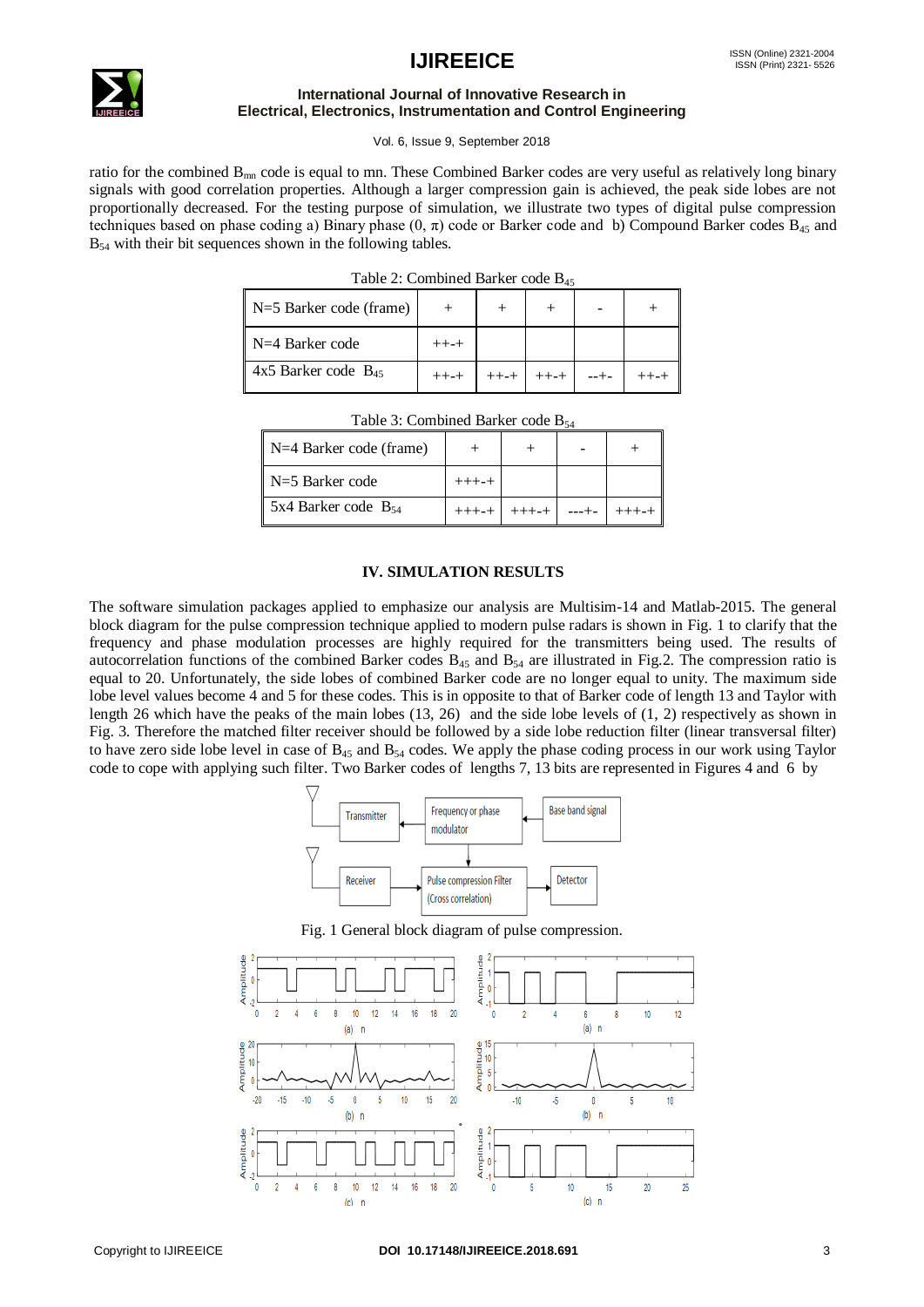ratio for the combined $B_{mn}$ code is equal to mn. These Combined Barker codes are very useful as relatively long binary signals with good correlation properties. Although a larger compression gain is achieved, the peak side lobes are not proportionally decreased. For the testing purpose of simulation, we illustrate two types of digital pulse compression techniques based on phase coding a) Binary phase $(0, \pi)$ code or Barker code and b) Compound Barker codes $B_{45}$ and $B_{54}$ with their bit sequences shown in the following tables.

Table 2: Combined Barker code $B_{45}$

| N=5 Barker code (frame) | + | + | + | - | + |
|---|---|---|---|---|---|
| N=4 Barker code | ++-+ | | | | |
| 4x5 Barker code $B_{45}$ | ++-+ | ++-+ | ++-+ | --+- | ++-+ |

Table 3: Combined Barker code $B_{54}$

| N=4 Barker code (frame) | + | + | - | + |
|---|---|---|---|---|
| N=5 Barker code | +++-+ | | | |
| 5x4 Barker code $B_{54}$ | +++-+ | +++-+ | ---+- | +++-+ |

## IV. SIMULATION RESULTS

The software simulation packages applied to emphasize our analysis are Multisim-14 and Matlab-2015. The general block diagram for the pulse compression technique applied to modern pulse radars is shown in Fig. 1 to clarify that the frequency and phase modulation processes are highly required for the transmitters being used. The results of autocorrelation functions of the combined Barker codes $B_{45}$ and $B_{54}$ are illustrated in Fig.2. The compression ratio is equal to 20. Unfortunately, the side lobes of combined Barker code are no longer equal to unity. The maximum side lobe level values become 4 and 5 for these codes. This is in opposite to that of Barker code of length 13 and Taylor with length 26 which have the peaks of the main lobes (13, 26) and the side lobe levels of (1, 2) respectively as shown in Fig. 3. Therefore the matched filter receiver should be followed by a side lobe reduction filter (linear transversal filter) to have zero side lobe level in case of $B_{45}$ and $B_{54}$ codes. We apply the phase coding process in our work using Taylor code to cope with applying such filter. Two Barker codes of lengths 7, 13 bits are represented in Figures 4 and 6 by

Fig. 1 General block diagram of pulse compression.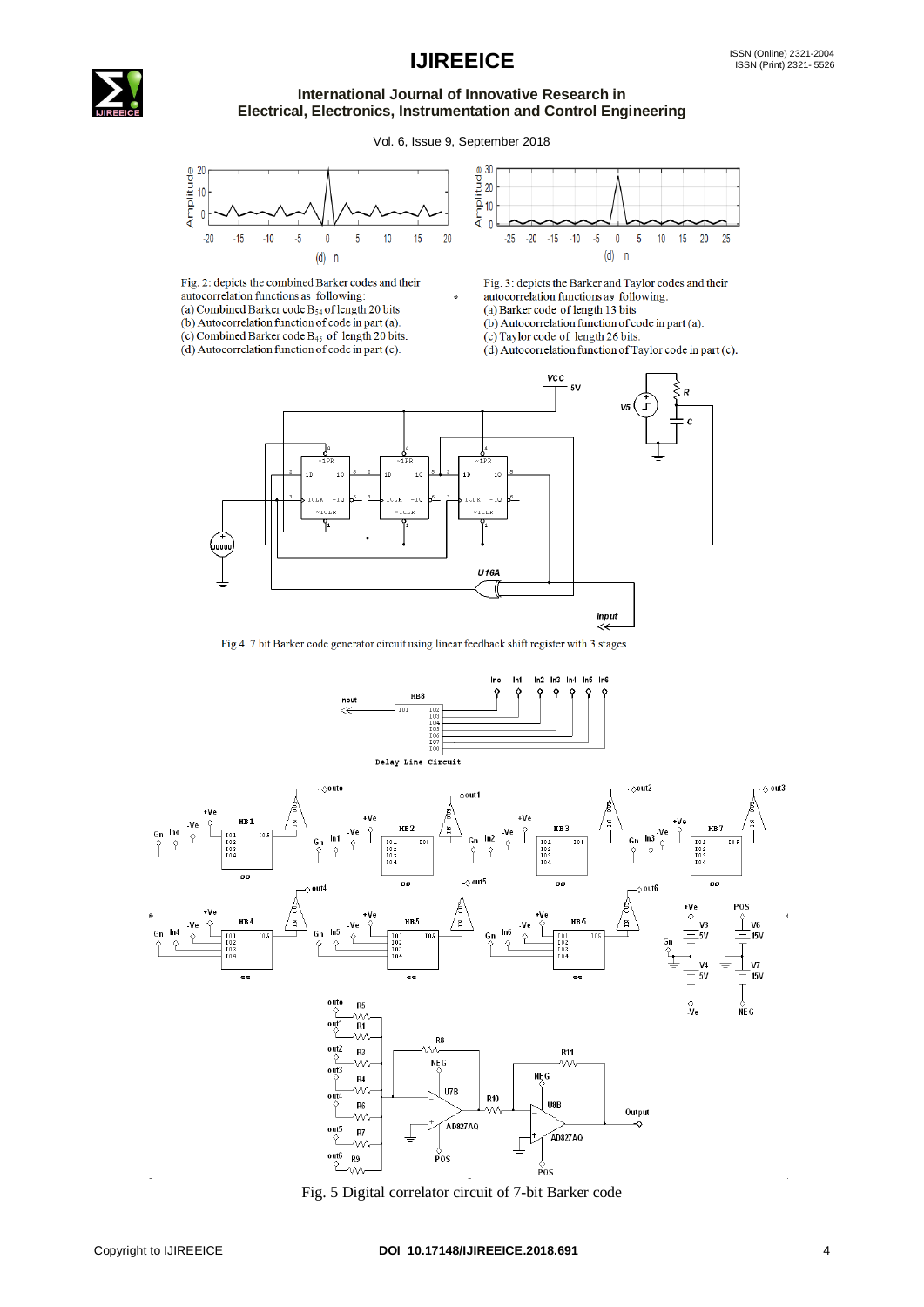Fig. 2: depicts the combined Barker codes and their autocorrelation functions as following:
(a) Combined Barker code $B_{54}$ of length 20 bits
(b) Autocorrelation function of code in part (a).
(c) Combined Barker code $B_{45}$ of length 20 bits.
(d) Autocorrelation function of code in part (c).

Fig. 3: depicts the Barker and Taylor codes and their autocorrelation functions as following:
(a) Barker code of length 13 bits
(b) Autocorrelation function of code in part (a).
(c) Taylor code of length 26 bits.
(d) Autocorrelation function of Taylor code in part (c).

Fig.4 7 bit Barker code generator circuit using linear feedback shift register with 3 stages.

Fig. 5 Digital correlator circuit of 7-bit Barker code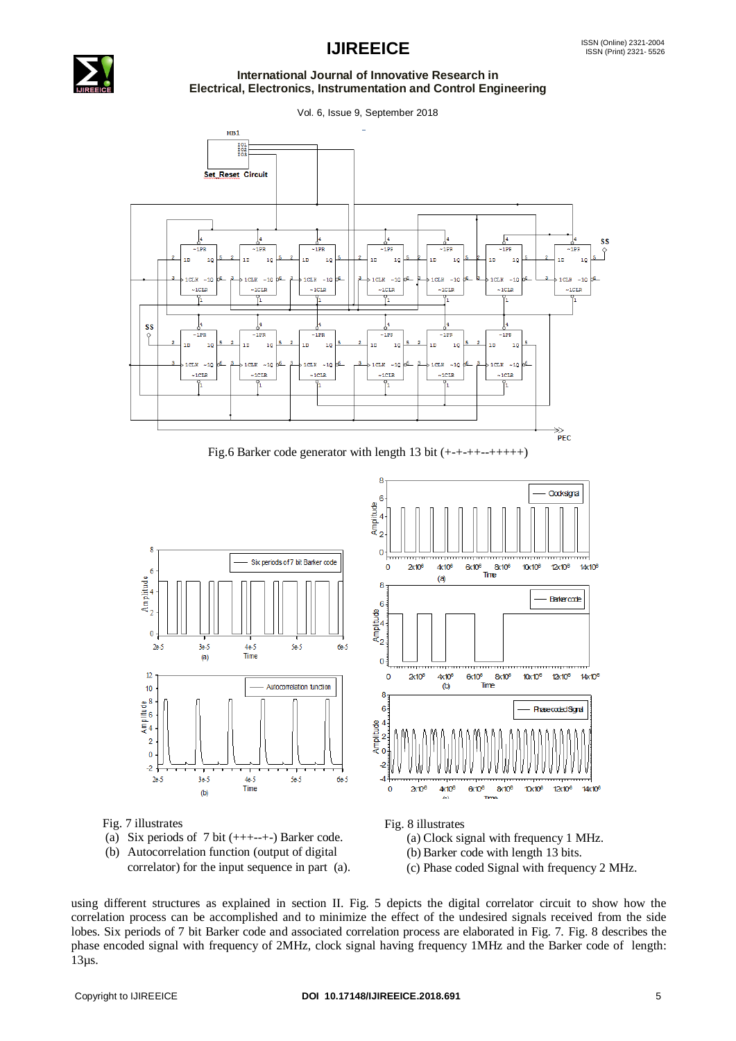Fig.6 Barker code generator with length 13 bit (+-+-++--+++++)

Fig. 7 illustrates
(a) Six periods of 7 bit (+++--+-) Barker code.
(b) Autocorrelation function (output of digital correlator) for the input sequence in part (a).

Fig. 8 illustrates
(a) Clock signal with frequency 1 MHz.
(b) Barker code with length 13 bits.
(c) Phase coded Signal with frequency 2 MHz.

using different structures as explained in section II. Fig. 5 depicts the digital correlator circuit to show how the correlation process can be accomplished and to minimize the effect of the undesired signals received from the side lobes. Six periods of 7 bit Barker code and associated correlation process are elaborated in Fig. 7. Fig. 8 describes the phase encoded signal with frequency of 2MHz, clock signal having frequency 1MHz and the Barker code of length: 13µs.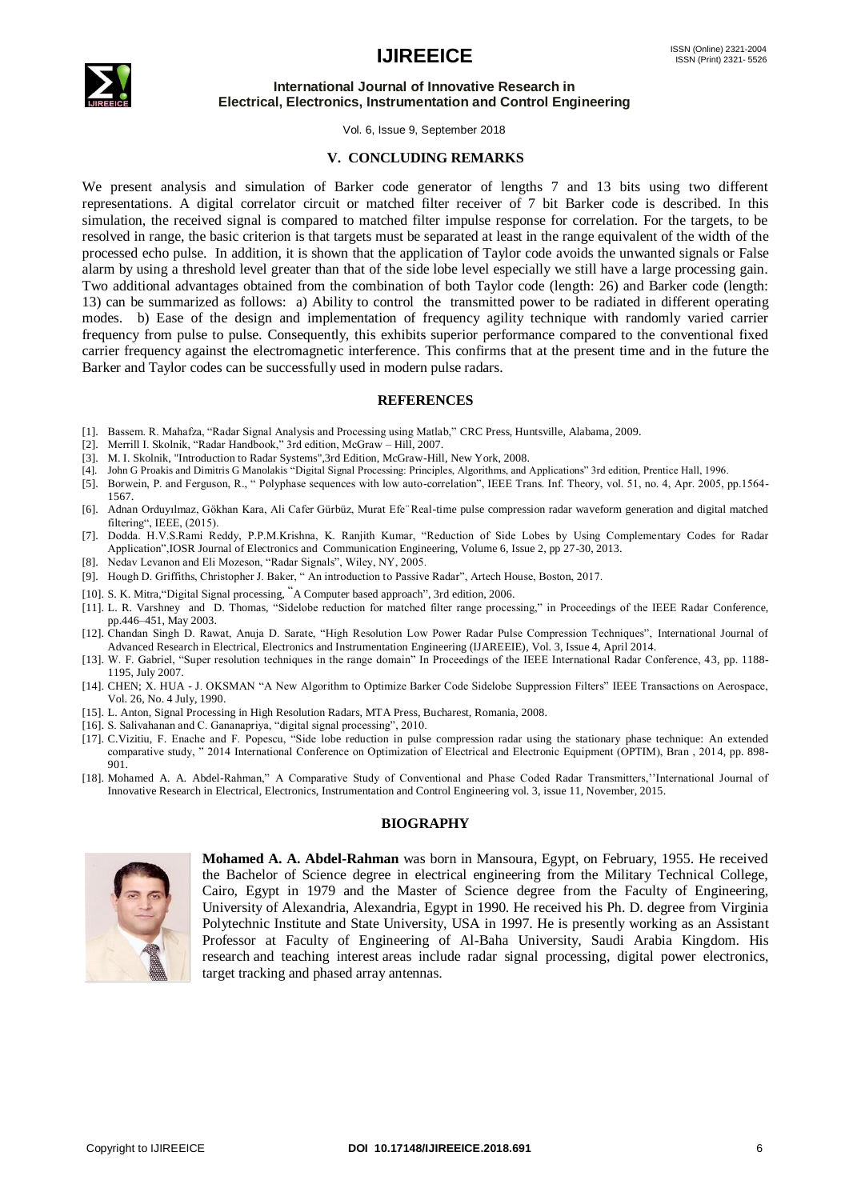## V. CONCLUDING REMARKS

We present analysis and simulation of Barker code generator of lengths 7 and 13 bits using two different representations. A digital correlator circuit or matched filter receiver of 7 bit Barker code is described. In this simulation, the received signal is compared to matched filter impulse response for correlation. For the targets, to be resolved in range, the basic criterion is that targets must be separated at least in the range equivalent of the width of the processed echo pulse. In addition, it is shown that the application of Taylor code avoids the unwanted signals or False alarm by using a threshold level greater than that of the side lobe level especially we still have a large processing gain. Two additional advantages obtained from the combination of both Taylor code (length: 26) and Barker code (length: 13) can be summarized as follows: a) Ability to control the transmitted power to be radiated in different operating modes. b) Ease of the design and implementation of frequency agility technique with randomly varied carrier frequency from pulse to pulse. Consequently, this exhibits superior performance compared to the conventional fixed carrier frequency against the electromagnetic interference. This confirms that at the present time and in the future the Barker and Taylor codes can be successfully used in modern pulse radars.

## REFERENCES

[1]. Bassem. R. Mahafza, "Radar Signal Analysis and Processing using Matlab," CRC Press, Huntsville, Alabama, 2009.
[2]. Merrill I. Skolnik, "Radar Handbook," 3rd edition, McGraw – Hill, 2007.
[3]. M. I. Skolnik, "Introduction to Radar Systems",3rd Edition, McGraw-Hill, New York, 2008.
[4]. John G Proakis and Dimitris G Manolakis "Digital Signal Processing: Principles, Algorithms, and Applications" 3rd edition, Prentice Hall, 1996.
[5]. Borwein, P. and Ferguson, R., " Polyphase sequences with low auto-correlation", IEEE Trans. Inf. Theory, vol. 51, no. 4, Apr. 2005, pp.1564-1567.
[6]. Adnan Orduyılmaz, Gökhan Kara, Ali Cafer Gürbüz, Murat Efe¨Real-time pulse compression radar waveform generation and digital matched filtering", IEEE, (2015).
[7]. Dodda. H.V.S.Rami Reddy, P.P.M.Krishna, K. Ranjith Kumar, "Reduction of Side Lobes by Using Complementary Codes for Radar Application",IOSR Journal of Electronics and Communication Engineering, Volume 6, Issue 2, pp 27-30, 2013.
[8]. Nedav Levanon and Eli Mozeson, "Radar Signals", Wiley, NY, 2005.
[9]. Hough D. Griffiths, Christopher J. Baker, " An introduction to Passive Radar", Artech House, Boston, 2017.
[10]. S. K. Mitra,"Digital Signal processing, "A Computer based approach", 3rd edition, 2006.
[11]. L. R. Varshney and D. Thomas, "Sidelobe reduction for matched filter range processing," in Proceedings of the IEEE Radar Conference, pp.446–451, May 2003.
[12]. Chandan Singh D. Rawat, Anuja D. Sarate, "High Resolution Low Power Radar Pulse Compression Techniques", International Journal of Advanced Research in Electrical, Electronics and Instrumentation Engineering (IJAREEIE), Vol. 3, Issue 4, April 2014.
[13]. W. F. Gabriel, "Super resolution techniques in the range domain" In Proceedings of the IEEE International Radar Conference, 43, pp. 1188-1195, July 2007.
[14]. CHEN; X. HUA - J. OKSMAN "A New Algorithm to Optimize Barker Code Sidelobe Suppression Filters" IEEE Transactions on Aerospace, Vol. 26, No. 4 July, 1990.
[15]. L. Anton, Signal Processing in High Resolution Radars, MTA Press, Bucharest, Romania, 2008.
[16]. S. Salivahanan and C. Gananapriya, "digital signal processing", 2010.
[17]. C.Vizitiu, F. Enache and F. Popescu, "Side lobe reduction in pulse compression radar using the stationary phase technique: An extended comparative study, " 2014 International Conference on Optimization of Electrical and Electronic Equipment (OPTIM), Bran , 2014, pp. 898-901.
[18]. Mohamed A. A. Abdel-Rahman," A Comparative Study of Conventional and Phase Coded Radar Transmitters,''International Journal of Innovative Research in Electrical, Electronics, Instrumentation and Control Engineering vol. 3, issue 11, November, 2015.

## BIOGRAPHY

**Mohamed A. A. Abdel-Rahman** was born in Mansoura, Egypt, on February, 1955. He received the Bachelor of Science degree in electrical engineering from the Military Technical College, Cairo, Egypt in 1979 and the Master of Science degree from the Faculty of Engineering, University of Alexandria, Alexandria, Egypt in 1990. He received his Ph. D. degree from Virginia Polytechnic Institute and State University, USA in 1997. He is presently working as an Assistant Professor at Faculty of Engineering of Al-Baha University, Saudi Arabia Kingdom. His research and teaching interest areas include radar signal processing, digital power electronics, target tracking and phased array antennas.